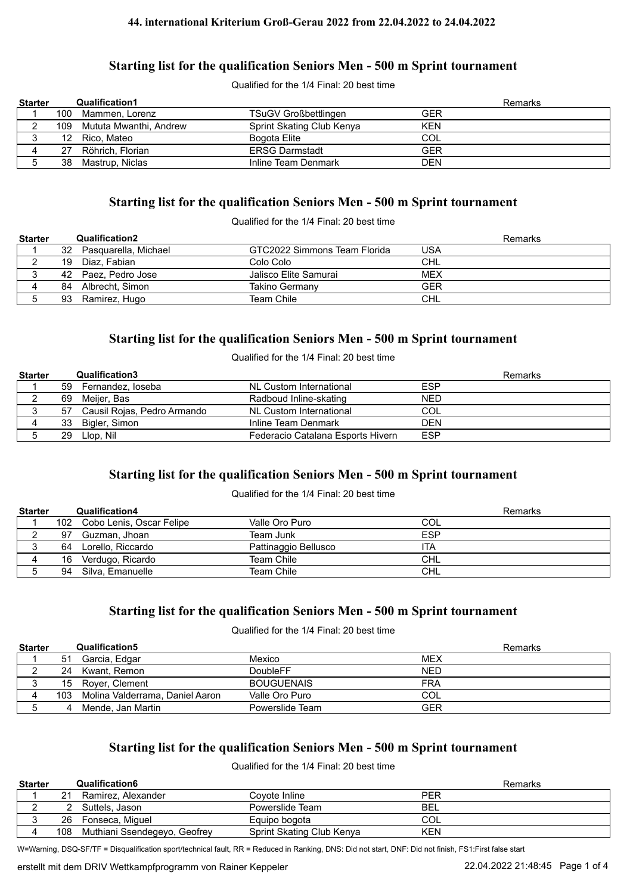# 44. international Kriterium Groß-Gerau 2022 from 22.04.2022 to 24.04.2022

## Starting list for the qualification Seniors Men - 500 m Sprint tournament

Qualified for the 1/4 Final: 20 best time

| Starter | | Qualification1 | | | Remarks |
|---|---|---|---|---|---|
| 1 | 100 | Mammen, Lorenz | TSuGV Großbettlingen | GER | |
| 2 | 109 | Mututa Mwanthi, Andrew | Sprint Skating Club Kenya | KEN | |
| 3 | 12 | Rico, Mateo | Bogota Elite | COL | |
| 4 | 27 | Röhrich, Florian | ERSG Darmstadt | GER | |
| 5 | 38 | Mastrup, Niclas | Inline Team Denmark | DEN | |

## Starting list for the qualification Seniors Men - 500 m Sprint tournament

Qualified for the 1/4 Final: 20 best time

| Starter | | Qualification2 | | | Remarks |
|---|---|---|---|---|---|
| 1 | 32 | Pasquarella, Michael | GTC2022 Simmons Team Florida | USA | |
| 2 | 19 | Diaz, Fabian | Colo Colo | CHL | |
| 3 | 42 | Paez, Pedro Jose | Jalisco Elite Samurai | MEX | |
| 4 | 84 | Albrecht, Simon | Takino Germany | GER | |
| 5 | 93 | Ramirez, Hugo | Team Chile | CHL | |

## Starting list for the qualification Seniors Men - 500 m Sprint tournament

Qualified for the 1/4 Final: 20 best time

| Starter | | Qualification3 | | | Remarks |
|---|---|---|---|---|---|
| 1 | 59 | Fernandez, Ioseba | NL Custom International | ESP | |
| 2 | 69 | Meijer, Bas | Radboud Inline-skating | NED | |
| 3 | 57 | Causil Rojas, Pedro Armando | NL Custom International | COL | |
| 4 | 33 | Bigler, Simon | Inline Team Denmark | DEN | |
| 5 | 29 | Llop, Nil | Federacio Catalana Esports Hivern | ESP | |

## Starting list for the qualification Seniors Men - 500 m Sprint tournament

Qualified for the 1/4 Final: 20 best time

| Starter | | Qualification4 | | | Remarks |
|---|---|---|---|---|---|
| 1 | 102 | Cobo Lenis, Oscar Felipe | Valle Oro Puro | COL | |
| 2 | 97 | Guzman, Jhoan | Team Junk | ESP | |
| 3 | 64 | Lorello, Riccardo | Pattinaggio Bellusco | ITA | |
| 4 | 16 | Verdugo, Ricardo | Team Chile | CHL | |
| 5 | 94 | Silva, Emanuelle | Team Chile | CHL | |

## Starting list for the qualification Seniors Men - 500 m Sprint tournament

Qualified for the 1/4 Final: 20 best time

| Starter | | Qualification5 | | | Remarks |
|---|---|---|---|---|---|
| 1 | 51 | Garcia, Edgar | Mexico | MEX | |
| 2 | 24 | Kwant, Remon | DoubleFF | NED | |
| 3 | 15 | Royer, Clement | BOUGUENAIS | FRA | |
| 4 | 103 | Molina Valderrama, Daniel Aaron | Valle Oro Puro | COL | |
| 5 | 4 | Mende, Jan Martin | Powerslide Team | GER | |

## Starting list for the qualification Seniors Men - 500 m Sprint tournament

Qualified for the 1/4 Final: 20 best time

| Starter | | Qualification6 | | | Remarks |
|---|---|---|---|---|---|
| 1 | 21 | Ramirez, Alexander | Coyote Inline | PER | |
| 2 | 2 | Suttels, Jason | Powerslide Team | BEL | |
| 3 | 26 | Fonseca, Miguel | Equipo bogota | COL | |
| 4 | 108 | Muthiani Ssendegeyo, Geofrey | Sprint Skating Club Kenya | KEN | |

W=Warning, DSQ-SF/TF = Disqualification sport/technical fault, RR = Reduced in Ranking, DNS: Did not start, DNF: Did not finish, FS1:First false start

erstellt mit dem DRIV Wettkampfprogramm von Rainer Keppeler 22.04.2022 21:48:45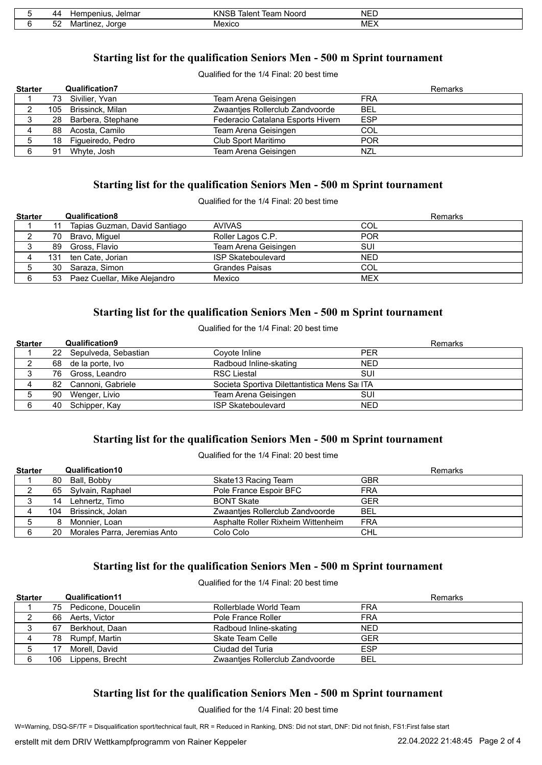| 5 | 44 | Hempenius, Jelmar | KNSB Talent Team Noord | NED | |
|---|---|---|---|---|---|
| 6 | 52 | Martinez, Jorge | Mexico | MEX | |

## Starting list for the qualification Seniors Men - 500 m Sprint tournament

Qualified for the 1/4 Final: 20 best time

| Starter | | Qualification7 | | | Remarks |
|---|---|---|---|---|---|
| 1 | 73 | Sivilier, Yvan | Team Arena Geisingen | FRA | |
| 2 | 105 | Brissinck, Milan | Zwaantjes Rollerclub Zandvoorde | BEL | |
| 3 | 28 | Barbera, Stephane | Federacio Catalana Esports Hivern | ESP | |
| 4 | 88 | Acosta, Camilo | Team Arena Geisingen | COL | |
| 5 | 18 | Figueiredo, Pedro | Club Sport Maritimo | POR | |
| 6 | 91 | Whyte, Josh | Team Arena Geisingen | NZL | |

## Starting list for the qualification Seniors Men - 500 m Sprint tournament

Qualified for the 1/4 Final: 20 best time

| Starter | | Qualification8 | | | Remarks |
|---|---|---|---|---|---|
| 1 | 11 | Tapias Guzman, David Santiago | AVIVAS | COL | |
| 2 | 70 | Bravo, Miguel | Roller Lagos C.P. | POR | |
| 3 | 89 | Gross, Flavio | Team Arena Geisingen | SUI | |
| 4 | 131 | ten Cate, Jorian | ISP Skateboulevard | NED | |
| 5 | 30 | Saraza, Simon | Grandes Paisas | COL | |
| 6 | 53 | Paez Cuellar, Mike Alejandro | Mexico | MEX | |

## Starting list for the qualification Seniors Men - 500 m Sprint tournament

Qualified for the 1/4 Final: 20 best time

| Starter | | Qualification9 | | | Remarks |
|---|---|---|---|---|---|
| 1 | 22 | Sepulveda, Sebastian | Coyote Inline | PER | |
| 2 | 68 | de la porte, Ivo | Radboud Inline-skating | NED | |
| 3 | 76 | Gross, Leandro | RSC Liestal | SUI | |
| 4 | 82 | Cannoni, Gabriele | Societa Sportiva Dilettantistica Mens Sa | ITA | |
| 5 | 90 | Wenger, Livio | Team Arena Geisingen | SUI | |
| 6 | 40 | Schipper, Kay | ISP Skateboulevard | NED | |

## Starting list for the qualification Seniors Men - 500 m Sprint tournament

Qualified for the 1/4 Final: 20 best time

| Starter | | Qualification10 | | | Remarks |
|---|---|---|---|---|---|
| 1 | 80 | Ball, Bobby | Skate13 Racing Team | GBR | |
| 2 | 65 | Sylvain, Raphael | Pole France Espoir BFC | FRA | |
| 3 | 14 | Lehnertz, Timo | BONT Skate | GER | |
| 4 | 104 | Brissinck, Jolan | Zwaantjes Rollerclub Zandvoorde | BEL | |
| 5 | 8 | Monnier, Loan | Asphalte Roller Rixheim Wittenheim | FRA | |
| 6 | 20 | Morales Parra, Jeremias Anto | Colo Colo | CHL | |

## Starting list for the qualification Seniors Men - 500 m Sprint tournament

Qualified for the 1/4 Final: 20 best time

| Starter | | Qualification11 | | | Remarks |
|---|---|---|---|---|---|
| 1 | 75 | Pedicone, Doucelin | Rollerblade World Team | FRA | |
| 2 | 66 | Aerts, Victor | Pole France Roller | FRA | |
| 3 | 67 | Berkhout, Daan | Radboud Inline-skating | NED | |
| 4 | 78 | Rumpf, Martin | Skate Team Celle | GER | |
| 5 | 17 | Morell, David | Ciudad del Turia | ESP | |
| 6 | 106 | Lippens, Brecht | Zwaantjes Rollerclub Zandvoorde | BEL | |

## Starting list for the qualification Seniors Men - 500 m Sprint tournament

Qualified for the 1/4 Final: 20 best time

W=Warning, DSQ-SF/TF = Disqualification sport/technical fault, RR = Reduced in Ranking, DNS: Did not start, DNF: Did not finish, FS1:First false start

erstellt mit dem DRIV Wettkampfprogramm von Rainer Keppeler 22.04.2022 21:48:45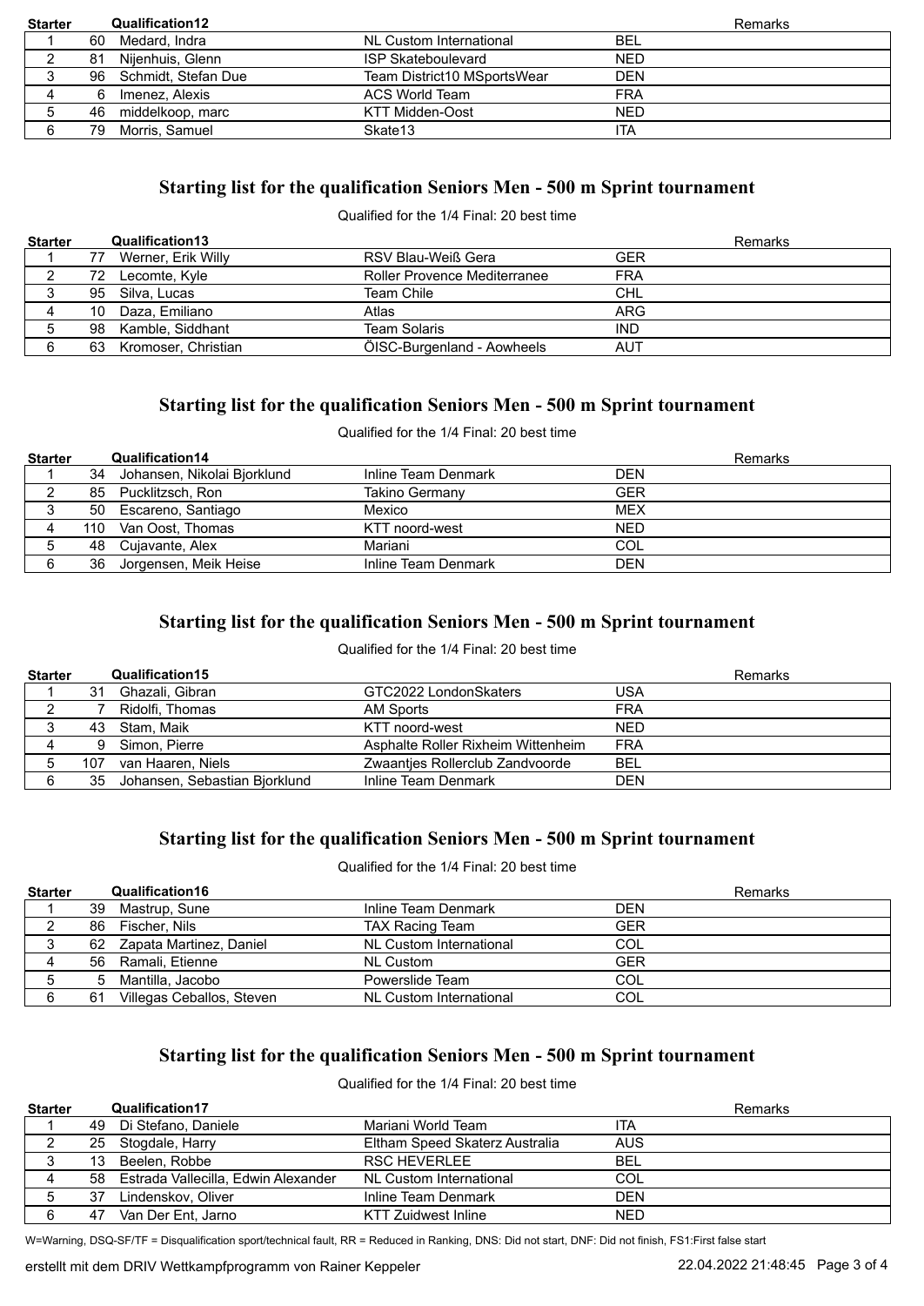| Starter | | Qualification12 | | | Remarks |
|---|---|---|---|---|---|
| 1 | 60 | Medard, Indra | NL Custom International | BEL | |
| 2 | 81 | Nijenhuis, Glenn | ISP Skateboulevard | NED | |
| 3 | 96 | Schmidt, Stefan Due | Team District10 MSportsWear | DEN | |
| 4 | 6 | Imenez, Alexis | ACS World Team | FRA | |
| 5 | 46 | middelkoop, marc | KTT Midden-Oost | NED | |
| 6 | 79 | Morris, Samuel | Skate13 | ITA | |

## Starting list for the qualification Seniors Men - 500 m Sprint tournament

Qualified for the 1/4 Final: 20 best time

| Starter | | Qualification13 | | | Remarks |
|---|---|---|---|---|---|
| 1 | 77 | Werner, Erik Willy | RSV Blau-Weiß Gera | GER | |
| 2 | 72 | Lecomte, Kyle | Roller Provence Mediterranee | FRA | |
| 3 | 95 | Silva, Lucas | Team Chile | CHL | |
| 4 | 10 | Daza, Emiliano | Atlas | ARG | |
| 5 | 98 | Kamble, Siddhant | Team Solaris | IND | |
| 6 | 63 | Kromoser, Christian | ÖISC-Burgenland - Aowheels | AUT | |

## Starting list for the qualification Seniors Men - 500 m Sprint tournament

Qualified for the 1/4 Final: 20 best time

| Starter | | Qualification14 | | | Remarks |
|---|---|---|---|---|---|
| 1 | 34 | Johansen, Nikolai Bjorklund | Inline Team Denmark | DEN | |
| 2 | 85 | Pucklitzsch, Ron | Takino Germany | GER | |
| 3 | 50 | Escareno, Santiago | Mexico | MEX | |
| 4 | 110 | Van Oost, Thomas | KTT noord-west | NED | |
| 5 | 48 | Cujavante, Alex | Mariani | COL | |
| 6 | 36 | Jorgensen, Meik Heise | Inline Team Denmark | DEN | |

## Starting list for the qualification Seniors Men - 500 m Sprint tournament

Qualified for the 1/4 Final: 20 best time

| Starter | | Qualification15 | | | Remarks |
|---|---|---|---|---|---|
| 1 | 31 | Ghazali, Gibran | GTC2022 LondonSkaters | USA | |
| 2 | 7 | Ridolfi, Thomas | AM Sports | FRA | |
| 3 | 43 | Stam, Maik | KTT noord-west | NED | |
| 4 | 9 | Simon, Pierre | Asphalte Roller Rixheim Wittenheim | FRA | |
| 5 | 107 | van Haaren, Niels | Zwaantjes Rollerclub Zandvoorde | BEL | |
| 6 | 35 | Johansen, Sebastian Bjorklund | Inline Team Denmark | DEN | |

## Starting list for the qualification Seniors Men - 500 m Sprint tournament

Qualified for the 1/4 Final: 20 best time

| Starter | | Qualification16 | | | Remarks |
|---|---|---|---|---|---|
| 1 | 39 | Mastrup, Sune | Inline Team Denmark | DEN | |
| 2 | 86 | Fischer, Nils | TAX Racing Team | GER | |
| 3 | 62 | Zapata Martinez, Daniel | NL Custom International | COL | |
| 4 | 56 | Ramali, Etienne | NL Custom | GER | |
| 5 | 5 | Mantilla, Jacobo | Powerslide Team | COL | |
| 6 | 61 | Villegas Ceballos, Steven | NL Custom International | COL | |

## Starting list for the qualification Seniors Men - 500 m Sprint tournament

Qualified for the 1/4 Final: 20 best time

| Starter | | Qualification17 | | | Remarks |
|---|---|---|---|---|---|
| 1 | 49 | Di Stefano, Daniele | Mariani World Team | ITA | |
| 2 | 25 | Stogdale, Harry | Eltham Speed Skaterz Australia | AUS | |
| 3 | 13 | Beelen, Robbe | RSC HEVERLEE | BEL | |
| 4 | 58 | Estrada Vallecilla, Edwin Alexander | NL Custom International | COL | |
| 5 | 37 | Lindenskov, Oliver | Inline Team Denmark | DEN | |
| 6 | 47 | Van Der Ent, Jarno | KTT Zuidwest Inline | NED | |

W=Warning, DSQ-SF/TF = Disqualification sport/technical fault, RR = Reduced in Ranking, DNS: Did not start, DNF: Did not finish, FS1:First false start

erstellt mit dem DRIV Wettkampfprogramm von Rainer Keppeler 22.04.2022 21:48:45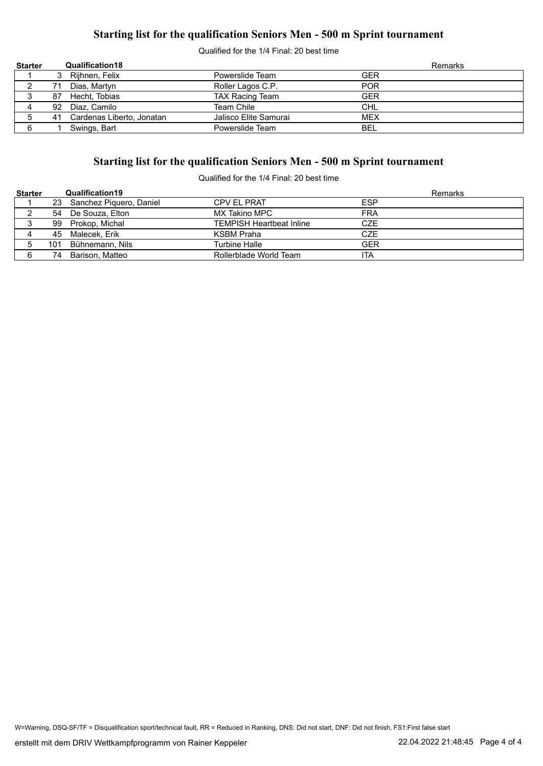## Starting list for the qualification Seniors Men - 500 m Sprint tournament

Qualified for the 1/4 Final: 20 best time

| Starter | | Qualification18 | | | Remarks |
|---|---|---|---|---|---|
| 1 | 3 | Rijhnen, Felix | Powerslide Team | GER | |
| 2 | 71 | Dias, Martyn | Roller Lagos C.P. | POR | |
| 3 | 87 | Hecht, Tobias | TAX Racing Team | GER | |
| 4 | 92 | Diaz, Camilo | Team Chile | CHL | |
| 5 | 41 | Cardenas Liberto, Jonatan | Jalisco Elite Samurai | MEX | |
| 6 | 1 | Swings, Bart | Powerslide Team | BEL | |

## Starting list for the qualification Seniors Men - 500 m Sprint tournament

Qualified for the 1/4 Final: 20 best time

| Starter | | Qualification19 | | | Remarks |
|---|---|---|---|---|---|
| 1 | 23 | Sanchez Piquero, Daniel | CPV EL PRAT | ESP | |
| 2 | 54 | De Souza, Elton | MX Takino MPC | FRA | |
| 3 | 99 | Prokop, Michal | TEMPISH Heartbeat Inline | CZE | |
| 4 | 45 | Malecek, Erik | KSBM Praha | CZE | |
| 5 | 101 | Bühnemann, Nils | Turbine Halle | GER | |
| 6 | 74 | Barison, Matteo | Rollerblade World Team | ITA | |

W=Warning, DSQ-SF/TF = Disqualification sport/technical fault, RR = Reduced in Ranking, DNS: Did not start, DNF: Did not finish, FS1:First false start

erstellt mit dem DRIV Wettkampfprogramm von Rainer Keppeler 22.04.2022 21:48:45